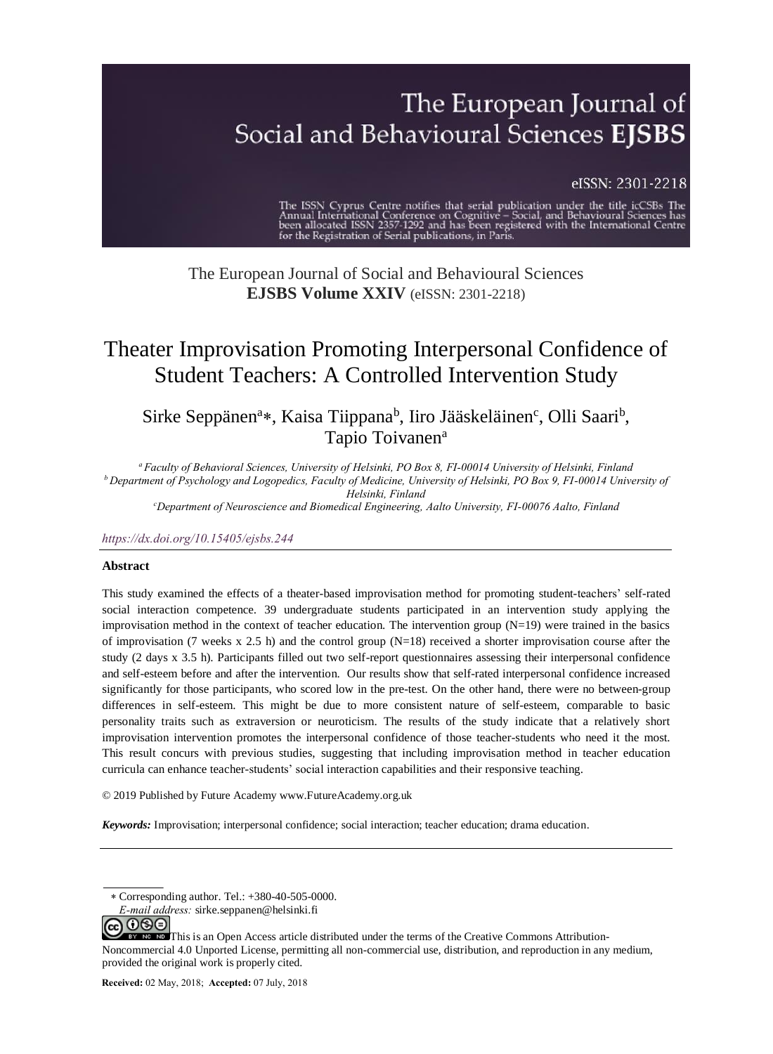The European Journal of Social and Behavioural Sciences
**EJSBS Volume XXIV** (eISSN: 2301-2218)

# Theater Improvisation Promoting Interpersonal Confidence of Student Teachers: A Controlled Intervention Study

Sirke Seppänen[a]*, Kaisa Tiippana[b], Iiro Jääskeläinen[c], Olli Saari[b], Tapio Toivanen[a]

*[a] Faculty of Behavioral Sciences, University of Helsinki, PO Box 8, FI-00014 University of Helsinki, Finland*
*[b] Department of Psychology and Logopedics, Faculty of Medicine, University of Helsinki, PO Box 9, FI-00014 University of Helsinki, Finland*
*[c] Department of Neuroscience and Biomedical Engineering, Aalto University, FI-00076 Aalto, Finland*

*https://dx.doi.org/10.15405/ejsbs.244*

## Abstract

This study examined the effects of a theater-based improvisation method for promoting student-teachers' self-rated social interaction competence. 39 undergraduate students participated in an intervention study applying the improvisation method in the context of teacher education. The intervention group (N=19) were trained in the basics of improvisation (7 weeks x 2.5 h) and the control group (N=18) received a shorter improvisation course after the study (2 days x 3.5 h). Participants filled out two self-report questionnaires assessing their interpersonal confidence and self-esteem before and after the intervention. Our results show that self-rated interpersonal confidence increased significantly for those participants, who scored low in the pre-test. On the other hand, there were no between-group differences in self-esteem. This might be due to more consistent nature of self-esteem, comparable to basic personality traits such as extraversion or neuroticism. The results of the study indicate that a relatively short improvisation intervention promotes the interpersonal confidence of those teacher-students who need it the most. This result concurs with previous studies, suggesting that including improvisation method in teacher education curricula can enhance teacher-students' social interaction capabilities and their responsive teaching.

© 2019 Published by Future Academy www.FutureAcademy.org.uk

***Keywords:*** Improvisation; interpersonal confidence; social interaction; teacher education; drama education.

---

* Corresponding author. Tel.: +380-40-505-0000.
*E-mail address:* sirke.seppanen@helsinki.fi

This is an Open Access article distributed under the terms of the Creative Commons Attribution-Noncommercial 4.0 Unported License, permitting all non-commercial use, distribution, and reproduction in any medium, provided the original work is properly cited.

**Received:** 02 May, 2018; **Accepted:** 07 July, 2018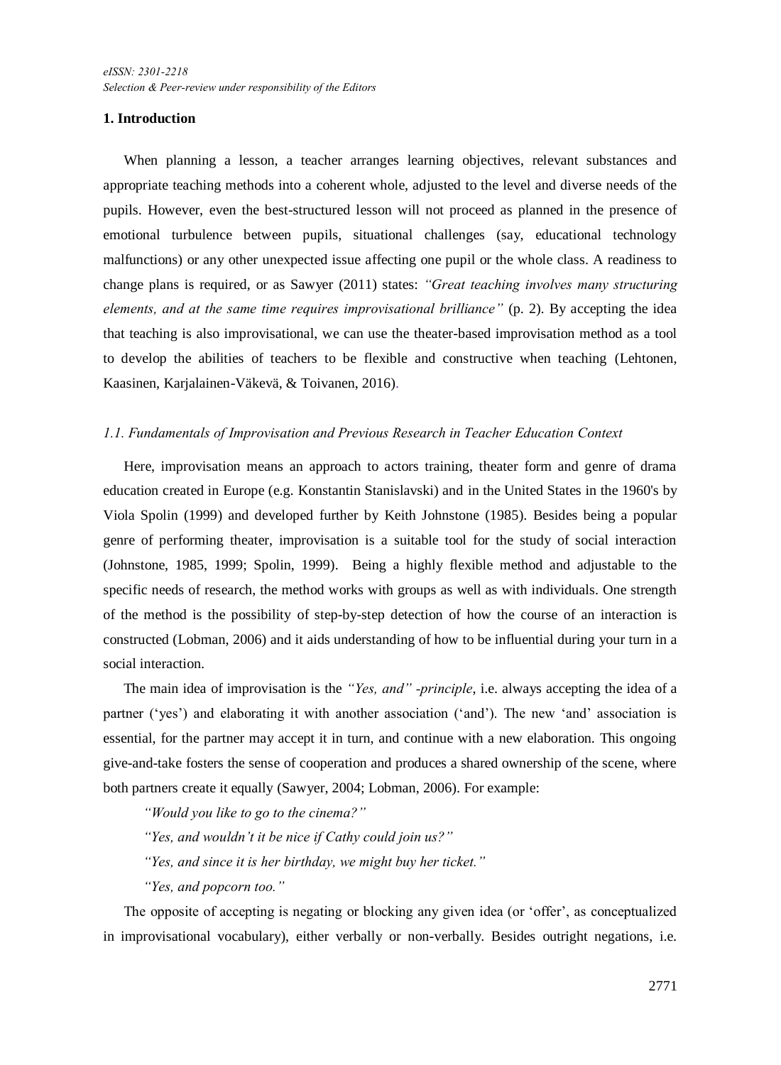## 1. Introduction

When planning a lesson, a teacher arranges learning objectives, relevant substances and appropriate teaching methods into a coherent whole, adjusted to the level and diverse needs of the pupils. However, even the best-structured lesson will not proceed as planned in the presence of emotional turbulence between pupils, situational challenges (say, educational technology malfunctions) or any other unexpected issue affecting one pupil or the whole class. A readiness to change plans is required, or as Sawyer (2011) states: *"Great teaching involves many structuring elements, and at the same time requires improvisational brilliance"* (p. 2). By accepting the idea that teaching is also improvisational, we can use the theater-based improvisation method as a tool to develop the abilities of teachers to be flexible and constructive when teaching (Lehtonen, Kaasinen, Karjalainen-Väkevä, & Toivanen, 2016).

### *1.1. Fundamentals of Improvisation and Previous Research in Teacher Education Context*

Here, improvisation means an approach to actors training, theater form and genre of drama education created in Europe (e.g. Konstantin Stanislavski) and in the United States in the 1960's by Viola Spolin (1999) and developed further by Keith Johnstone (1985). Besides being a popular genre of performing theater, improvisation is a suitable tool for the study of social interaction (Johnstone, 1985, 1999; Spolin, 1999). Being a highly flexible method and adjustable to the specific needs of research, the method works with groups as well as with individuals. One strength of the method is the possibility of step-by-step detection of how the course of an interaction is constructed (Lobman, 2006) and it aids understanding of how to be influential during your turn in a social interaction.

The main idea of improvisation is the *"Yes, and" -principle*, i.e. always accepting the idea of a partner ('yes') and elaborating it with another association ('and'). The new 'and' association is essential, for the partner may accept it in turn, and continue with a new elaboration. This ongoing give-and-take fosters the sense of cooperation and produces a shared ownership of the scene, where both partners create it equally (Sawyer, 2004; Lobman, 2006). For example:

*"Would you like to go to the cinema?"*

*"Yes, and wouldn't it be nice if Cathy could join us?"*

*"Yes, and since it is her birthday, we might buy her ticket."*

*"Yes, and popcorn too."*

The opposite of accepting is negating or blocking any given idea (or 'offer', as conceptualized in improvisational vocabulary), either verbally or non-verbally. Besides outright negations, i.e.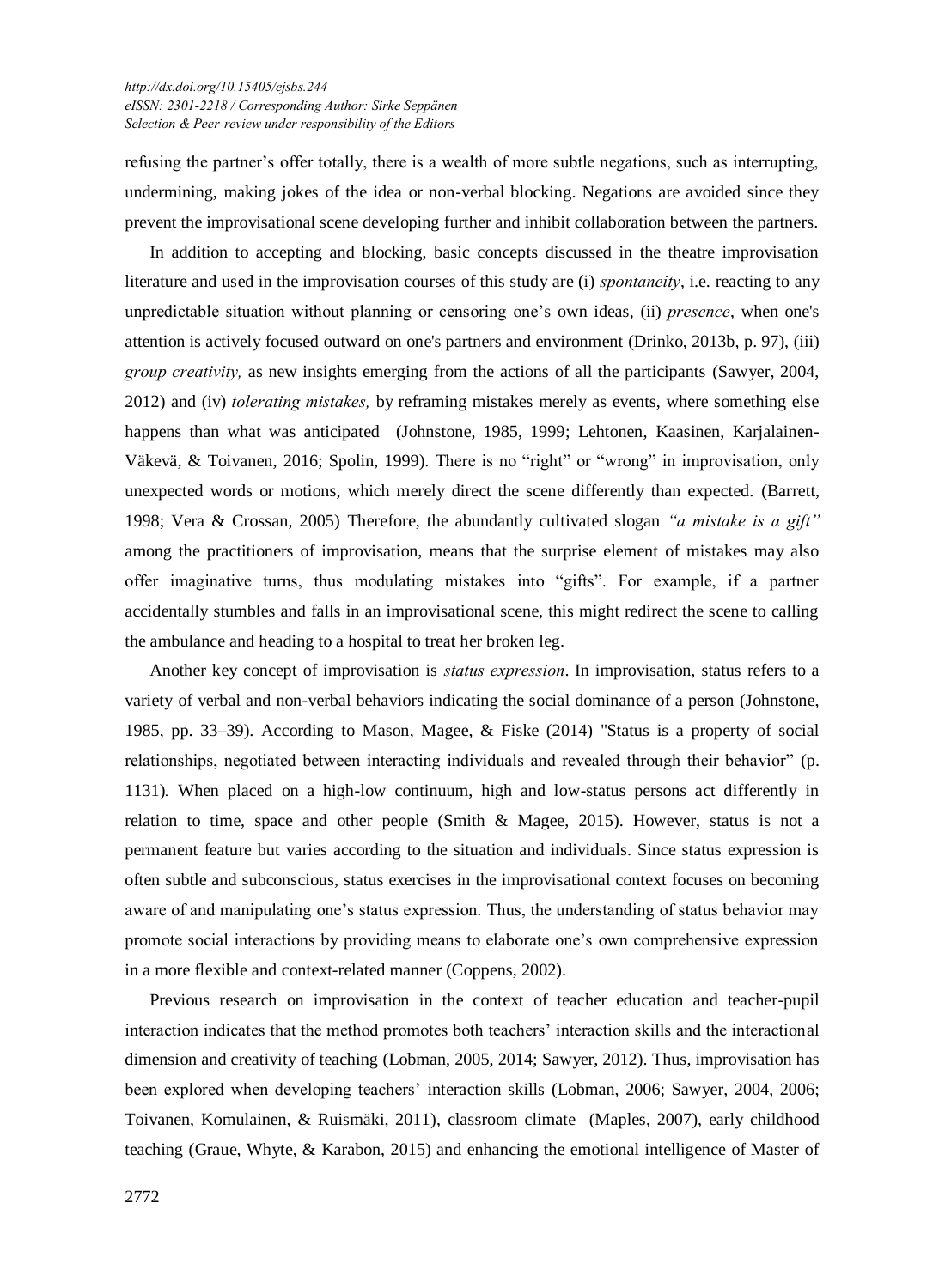refusing the partner's offer totally, there is a wealth of more subtle negations, such as interrupting, undermining, making jokes of the idea or non-verbal blocking. Negations are avoided since they prevent the improvisational scene developing further and inhibit collaboration between the partners.

In addition to accepting and blocking, basic concepts discussed in the theatre improvisation literature and used in the improvisation courses of this study are (i) *spontaneity*, i.e. reacting to any unpredictable situation without planning or censoring one's own ideas, (ii) *presence*, when one's attention is actively focused outward on one's partners and environment (Drinko, 2013b, p. 97), (iii) *group creativity,* as new insights emerging from the actions of all the participants (Sawyer, 2004, 2012) and (iv) *tolerating mistakes,* by reframing mistakes merely as events, where something else happens than what was anticipated (Johnstone, 1985, 1999; Lehtonen, Kaasinen, Karjalainen-Väkevä, & Toivanen, 2016; Spolin, 1999). There is no "right" or "wrong" in improvisation, only unexpected words or motions, which merely direct the scene differently than expected. (Barrett, 1998; Vera & Crossan, 2005) Therefore, the abundantly cultivated slogan *"a mistake is a gift"* among the practitioners of improvisation, means that the surprise element of mistakes may also offer imaginative turns, thus modulating mistakes into "gifts". For example, if a partner accidentally stumbles and falls in an improvisational scene, this might redirect the scene to calling the ambulance and heading to a hospital to treat her broken leg.

Another key concept of improvisation is *status expression*. In improvisation, status refers to a variety of verbal and non-verbal behaviors indicating the social dominance of a person (Johnstone, 1985, pp. 33–39). According to Mason, Magee, & Fiske (2014) "Status is a property of social relationships, negotiated between interacting individuals and revealed through their behavior" (p. 1131). When placed on a high-low continuum, high and low-status persons act differently in relation to time, space and other people (Smith & Magee, 2015). However, status is not a permanent feature but varies according to the situation and individuals. Since status expression is often subtle and subconscious, status exercises in the improvisational context focuses on becoming aware of and manipulating one's status expression. Thus, the understanding of status behavior may promote social interactions by providing means to elaborate one's own comprehensive expression in a more flexible and context-related manner (Coppens, 2002).

Previous research on improvisation in the context of teacher education and teacher-pupil interaction indicates that the method promotes both teachers' interaction skills and the interactional dimension and creativity of teaching (Lobman, 2005, 2014; Sawyer, 2012). Thus, improvisation has been explored when developing teachers' interaction skills (Lobman, 2006; Sawyer, 2004, 2006; Toivanen, Komulainen, & Ruismäki, 2011), classroom climate (Maples, 2007), early childhood teaching (Graue, Whyte, & Karabon, 2015) and enhancing the emotional intelligence of Master of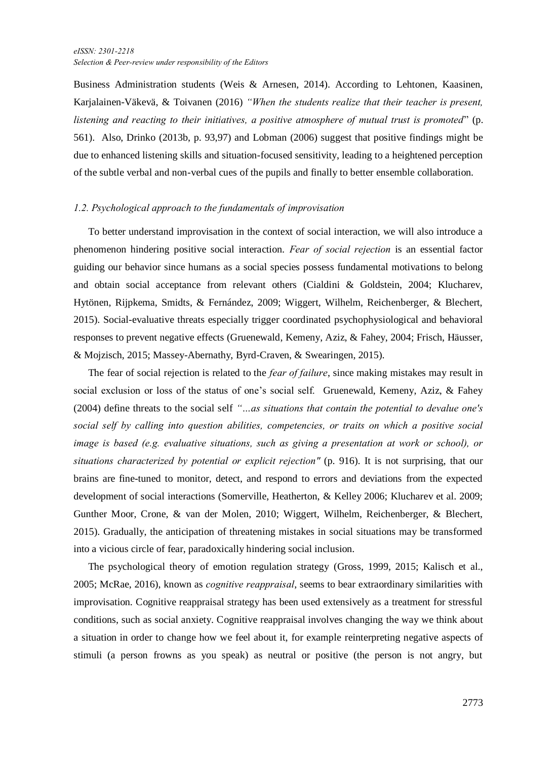Business Administration students (Weis & Arnesen, 2014). According to Lehtonen, Kaasinen, Karjalainen-Väkevä, & Toivanen (2016) *"When the students realize that their teacher is present, listening and reacting to their initiatives, a positive atmosphere of mutual trust is promoted*" (p. 561). Also, Drinko (2013b, p. 93,97) and Lobman (2006) suggest that positive findings might be due to enhanced listening skills and situation-focused sensitivity, leading to a heightened perception of the subtle verbal and non-verbal cues of the pupils and finally to better ensemble collaboration.

### *1.2. Psychological approach to the fundamentals of improvisation*

To better understand improvisation in the context of social interaction, we will also introduce a phenomenon hindering positive social interaction. *Fear of social rejection* is an essential factor guiding our behavior since humans as a social species possess fundamental motivations to belong and obtain social acceptance from relevant others (Cialdini & Goldstein, 2004; Klucharev, Hytönen, Rijpkema, Smidts, & Fernández, 2009; Wiggert, Wilhelm, Reichenberger, & Blechert, 2015). Social-evaluative threats especially trigger coordinated psychophysiological and behavioral responses to prevent negative effects (Gruenewald, Kemeny, Aziz, & Fahey, 2004; Frisch, Häusser, & Mojzisch, 2015; Massey-Abernathy, Byrd-Craven, & Swearingen, 2015).

The fear of social rejection is related to the *fear of failure*, since making mistakes may result in social exclusion or loss of the status of one's social self. Gruenewald, Kemeny, Aziz, & Fahey (2004) define threats to the social self *"...as situations that contain the potential to devalue one's social self by calling into question abilities, competencies, or traits on which a positive social image is based (e.g. evaluative situations, such as giving a presentation at work or school), or situations characterized by potential or explicit rejection"* (p. 916). It is not surprising, that our brains are fine-tuned to monitor, detect, and respond to errors and deviations from the expected development of social interactions (Somerville, Heatherton, & Kelley 2006; Klucharev et al. 2009; Gunther Moor, Crone, & van der Molen, 2010; Wiggert, Wilhelm, Reichenberger, & Blechert, 2015). Gradually, the anticipation of threatening mistakes in social situations may be transformed into a vicious circle of fear, paradoxically hindering social inclusion.

The psychological theory of emotion regulation strategy (Gross, 1999, 2015; Kalisch et al., 2005; McRae, 2016), known as *cognitive reappraisal*, seems to bear extraordinary similarities with improvisation. Cognitive reappraisal strategy has been used extensively as a treatment for stressful conditions, such as social anxiety. Cognitive reappraisal involves changing the way we think about a situation in order to change how we feel about it, for example reinterpreting negative aspects of stimuli (a person frowns as you speak) as neutral or positive (the person is not angry, but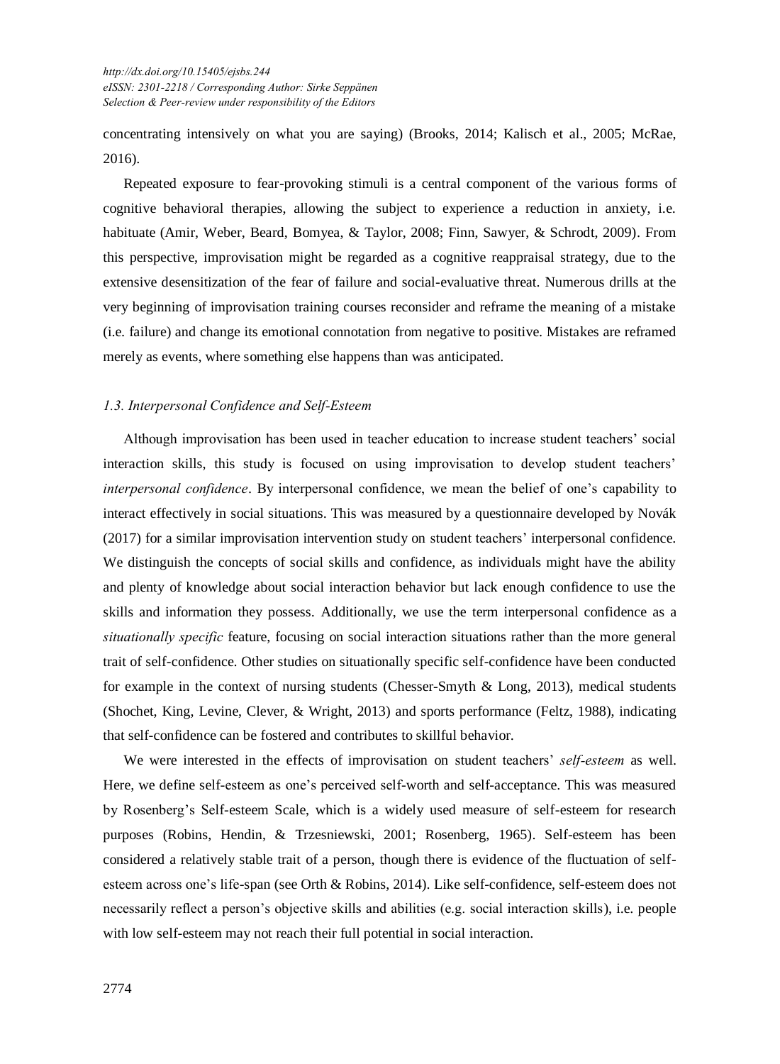concentrating intensively on what you are saying) (Brooks, 2014; Kalisch et al., 2005; McRae, 2016).

Repeated exposure to fear-provoking stimuli is a central component of the various forms of cognitive behavioral therapies, allowing the subject to experience a reduction in anxiety, i.e. habituate (Amir, Weber, Beard, Bomyea, & Taylor, 2008; Finn, Sawyer, & Schrodt, 2009). From this perspective, improvisation might be regarded as a cognitive reappraisal strategy, due to the extensive desensitization of the fear of failure and social-evaluative threat. Numerous drills at the very beginning of improvisation training courses reconsider and reframe the meaning of a mistake (i.e. failure) and change its emotional connotation from negative to positive. Mistakes are reframed merely as events, where something else happens than was anticipated.

### *1.3. Interpersonal Confidence and Self-Esteem*

Although improvisation has been used in teacher education to increase student teachers' social interaction skills, this study is focused on using improvisation to develop student teachers' *interpersonal confidence*. By interpersonal confidence, we mean the belief of one's capability to interact effectively in social situations. This was measured by a questionnaire developed by Novák (2017) for a similar improvisation intervention study on student teachers' interpersonal confidence. We distinguish the concepts of social skills and confidence, as individuals might have the ability and plenty of knowledge about social interaction behavior but lack enough confidence to use the skills and information they possess. Additionally, we use the term interpersonal confidence as a *situationally specific* feature, focusing on social interaction situations rather than the more general trait of self-confidence. Other studies on situationally specific self-confidence have been conducted for example in the context of nursing students (Chesser-Smyth & Long, 2013), medical students (Shochet, King, Levine, Clever, & Wright, 2013) and sports performance (Feltz, 1988), indicating that self-confidence can be fostered and contributes to skillful behavior.

We were interested in the effects of improvisation on student teachers' *self-esteem* as well. Here, we define self-esteem as one's perceived self-worth and self-acceptance. This was measured by Rosenberg's Self-esteem Scale, which is a widely used measure of self-esteem for research purposes (Robins, Hendin, & Trzesniewski, 2001; Rosenberg, 1965). Self-esteem has been considered a relatively stable trait of a person, though there is evidence of the fluctuation of self-esteem across one's life-span (see Orth & Robins, 2014). Like self-confidence, self-esteem does not necessarily reflect a person's objective skills and abilities (e.g. social interaction skills), i.e. people with low self-esteem may not reach their full potential in social interaction.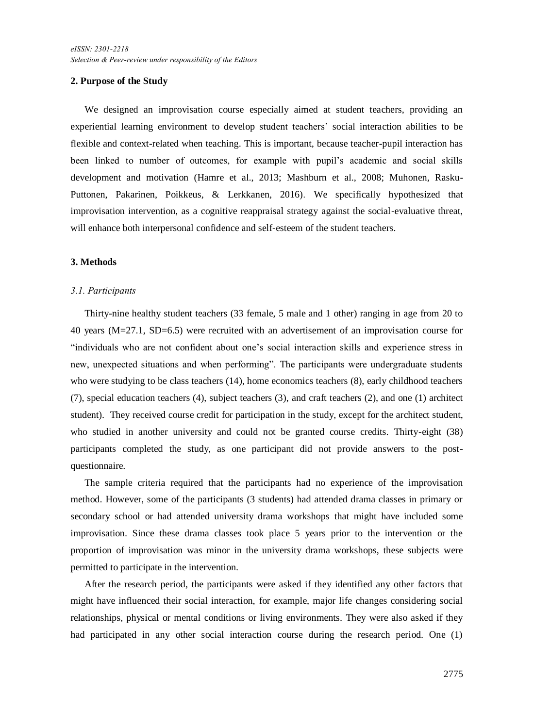## 2. Purpose of the Study

We designed an improvisation course especially aimed at student teachers, providing an experiential learning environment to develop student teachers' social interaction abilities to be flexible and context-related when teaching. This is important, because teacher-pupil interaction has been linked to number of outcomes, for example with pupil's academic and social skills development and motivation (Hamre et al., 2013; Mashburn et al., 2008; Muhonen, Rasku-Puttonen, Pakarinen, Poikkeus, & Lerkkanen, 2016). We specifically hypothesized that improvisation intervention, as a cognitive reappraisal strategy against the social-evaluative threat, will enhance both interpersonal confidence and self-esteem of the student teachers.

## 3. Methods

### *3.1. Participants*

Thirty-nine healthy student teachers (33 female, 5 male and 1 other) ranging in age from 20 to 40 years (M=27.1, SD=6.5) were recruited with an advertisement of an improvisation course for "individuals who are not confident about one's social interaction skills and experience stress in new, unexpected situations and when performing". The participants were undergraduate students who were studying to be class teachers (14), home economics teachers (8), early childhood teachers (7), special education teachers (4), subject teachers (3), and craft teachers (2), and one (1) architect student). They received course credit for participation in the study, except for the architect student, who studied in another university and could not be granted course credits. Thirty-eight (38) participants completed the study, as one participant did not provide answers to the post-questionnaire.

The sample criteria required that the participants had no experience of the improvisation method. However, some of the participants (3 students) had attended drama classes in primary or secondary school or had attended university drama workshops that might have included some improvisation. Since these drama classes took place 5 years prior to the intervention or the proportion of improvisation was minor in the university drama workshops, these subjects were permitted to participate in the intervention.

After the research period, the participants were asked if they identified any other factors that might have influenced their social interaction, for example, major life changes considering social relationships, physical or mental conditions or living environments. They were also asked if they had participated in any other social interaction course during the research period. One (1)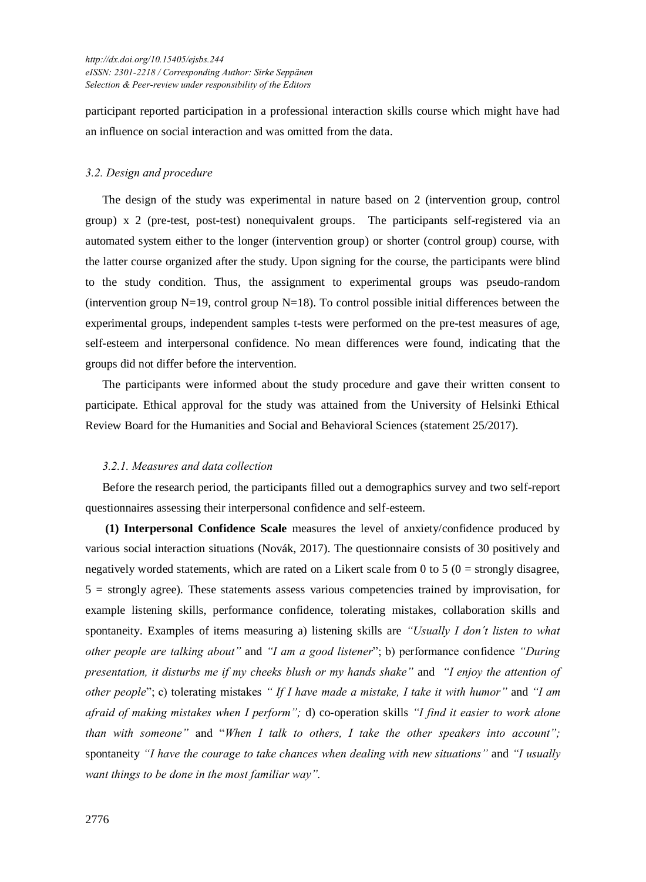participant reported participation in a professional interaction skills course which might have had an influence on social interaction and was omitted from the data.

### *3.2. Design and procedure*

The design of the study was experimental in nature based on 2 (intervention group, control group) x 2 (pre-test, post-test) nonequivalent groups. The participants self-registered via an automated system either to the longer (intervention group) or shorter (control group) course, with the latter course organized after the study. Upon signing for the course, the participants were blind to the study condition. Thus, the assignment to experimental groups was pseudo-random (intervention group N=19, control group N=18). To control possible initial differences between the experimental groups, independent samples t-tests were performed on the pre-test measures of age, self-esteem and interpersonal confidence. No mean differences were found, indicating that the groups did not differ before the intervention.

The participants were informed about the study procedure and gave their written consent to participate. Ethical approval for the study was attained from the University of Helsinki Ethical Review Board for the Humanities and Social and Behavioral Sciences (statement 25/2017).

#### *3.2.1. Measures and data collection*

Before the research period, the participants filled out a demographics survey and two self-report questionnaires assessing their interpersonal confidence and self-esteem.

**(1) Interpersonal Confidence Scale** measures the level of anxiety/confidence produced by various social interaction situations (Novák, 2017). The questionnaire consists of 30 positively and negatively worded statements, which are rated on a Likert scale from 0 to 5 (0 = strongly disagree, 5 = strongly agree). These statements assess various competencies trained by improvisation, for example listening skills, performance confidence, tolerating mistakes, collaboration skills and spontaneity. Examples of items measuring a) listening skills are *"Usually I don´t listen to what other people are talking about"* and *"I am a good listener*"; b) performance confidence *"During presentation, it disturbs me if my cheeks blush or my hands shake"* and *"I enjoy the attention of other people*"; c) tolerating mistakes *" If I have made a mistake, I take it with humor"* and *"I am afraid of making mistakes when I perform";* d) co-operation skills *"I find it easier to work alone than with someone"* and "*When I talk to others, I take the other speakers into account";* spontaneity *"I have the courage to take chances when dealing with new situations"* and *"I usually want things to be done in the most familiar way".*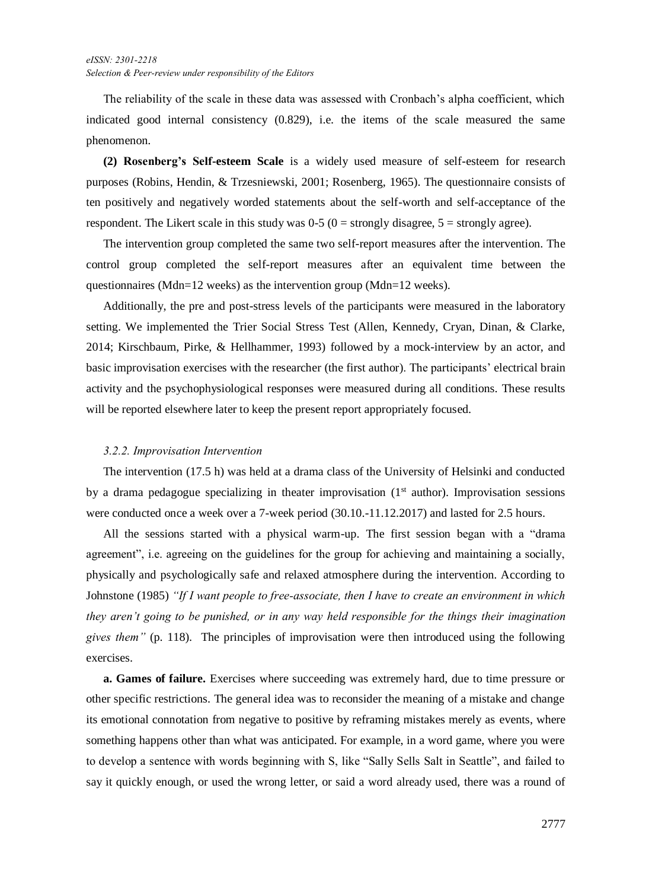The reliability of the scale in these data was assessed with Cronbach's alpha coefficient, which indicated good internal consistency (0.829), i.e. the items of the scale measured the same phenomenon.

**(2) Rosenberg's Self-esteem Scale** is a widely used measure of self-esteem for research purposes (Robins, Hendin, & Trzesniewski, 2001; Rosenberg, 1965). The questionnaire consists of ten positively and negatively worded statements about the self-worth and self-acceptance of the respondent. The Likert scale in this study was 0-5 (0 = strongly disagree, 5 = strongly agree).

The intervention group completed the same two self-report measures after the intervention. The control group completed the self-report measures after an equivalent time between the questionnaires (Mdn=12 weeks) as the intervention group (Mdn=12 weeks).

Additionally, the pre and post-stress levels of the participants were measured in the laboratory setting. We implemented the Trier Social Stress Test (Allen, Kennedy, Cryan, Dinan, & Clarke, 2014; Kirschbaum, Pirke, & Hellhammer, 1993) followed by a mock-interview by an actor, and basic improvisation exercises with the researcher (the first author). The participants' electrical brain activity and the psychophysiological responses were measured during all conditions. These results will be reported elsewhere later to keep the present report appropriately focused.

### *3.2.2. Improvisation Intervention*

The intervention (17.5 h) was held at a drama class of the University of Helsinki and conducted by a drama pedagogue specializing in theater improvisation (1st author). Improvisation sessions were conducted once a week over a 7-week period (30.10.-11.12.2017) and lasted for 2.5 hours.

All the sessions started with a physical warm-up. The first session began with a "drama agreement", i.e. agreeing on the guidelines for the group for achieving and maintaining a socially, physically and psychologically safe and relaxed atmosphere during the intervention. According to Johnstone (1985) *"If I want people to free-associate, then I have to create an environment in which they aren't going to be punished, or in any way held responsible for the things their imagination gives them"* (p. 118). The principles of improvisation were then introduced using the following exercises.

**a. Games of failure.** Exercises where succeeding was extremely hard, due to time pressure or other specific restrictions. The general idea was to reconsider the meaning of a mistake and change its emotional connotation from negative to positive by reframing mistakes merely as events, where something happens other than what was anticipated. For example, in a word game, where you were to develop a sentence with words beginning with S, like "Sally Sells Salt in Seattle", and failed to say it quickly enough, or used the wrong letter, or said a word already used, there was a round of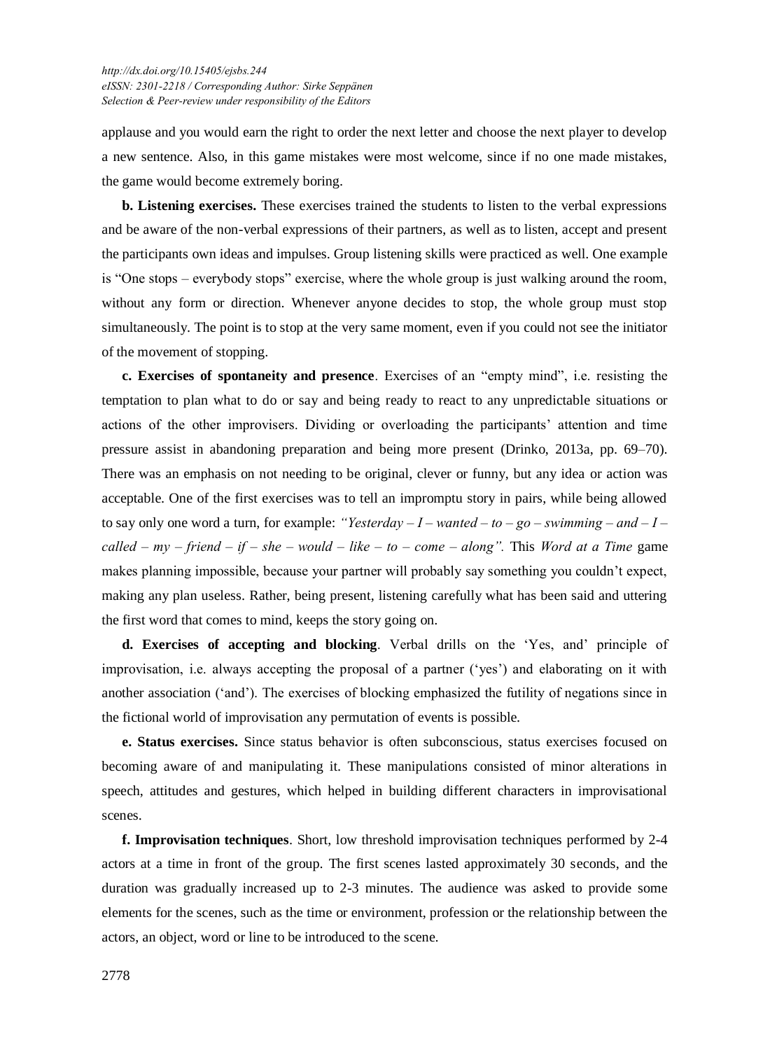applause and you would earn the right to order the next letter and choose the next player to develop a new sentence. Also, in this game mistakes were most welcome, since if no one made mistakes, the game would become extremely boring.

**b. Listening exercises.** These exercises trained the students to listen to the verbal expressions and be aware of the non-verbal expressions of their partners, as well as to listen, accept and present the participants own ideas and impulses. Group listening skills were practiced as well. One example is "One stops – everybody stops" exercise, where the whole group is just walking around the room, without any form or direction. Whenever anyone decides to stop, the whole group must stop simultaneously. The point is to stop at the very same moment, even if you could not see the initiator of the movement of stopping.

**c. Exercises of spontaneity and presence**. Exercises of an "empty mind", i.e. resisting the temptation to plan what to do or say and being ready to react to any unpredictable situations or actions of the other improvisers. Dividing or overloading the participants' attention and time pressure assist in abandoning preparation and being more present (Drinko, 2013a, pp. 69–70). There was an emphasis on not needing to be original, clever or funny, but any idea or action was acceptable. One of the first exercises was to tell an impromptu story in pairs, while being allowed to say only one word a turn, for example: *"Yesterday – I – wanted – to – go – swimming – and – I – called – my – friend – if – she – would – like – to – come – along".* This *Word at a Time* game makes planning impossible, because your partner will probably say something you couldn't expect, making any plan useless. Rather, being present, listening carefully what has been said and uttering the first word that comes to mind, keeps the story going on.

**d. Exercises of accepting and blocking**. Verbal drills on the 'Yes, and' principle of improvisation, i.e. always accepting the proposal of a partner ('yes') and elaborating on it with another association ('and'). The exercises of blocking emphasized the futility of negations since in the fictional world of improvisation any permutation of events is possible.

**e. Status exercises.** Since status behavior is often subconscious, status exercises focused on becoming aware of and manipulating it. These manipulations consisted of minor alterations in speech, attitudes and gestures, which helped in building different characters in improvisational scenes.

**f. Improvisation techniques**. Short, low threshold improvisation techniques performed by 2-4 actors at a time in front of the group. The first scenes lasted approximately 30 seconds, and the duration was gradually increased up to 2-3 minutes. The audience was asked to provide some elements for the scenes, such as the time or environment, profession or the relationship between the actors, an object, word or line to be introduced to the scene.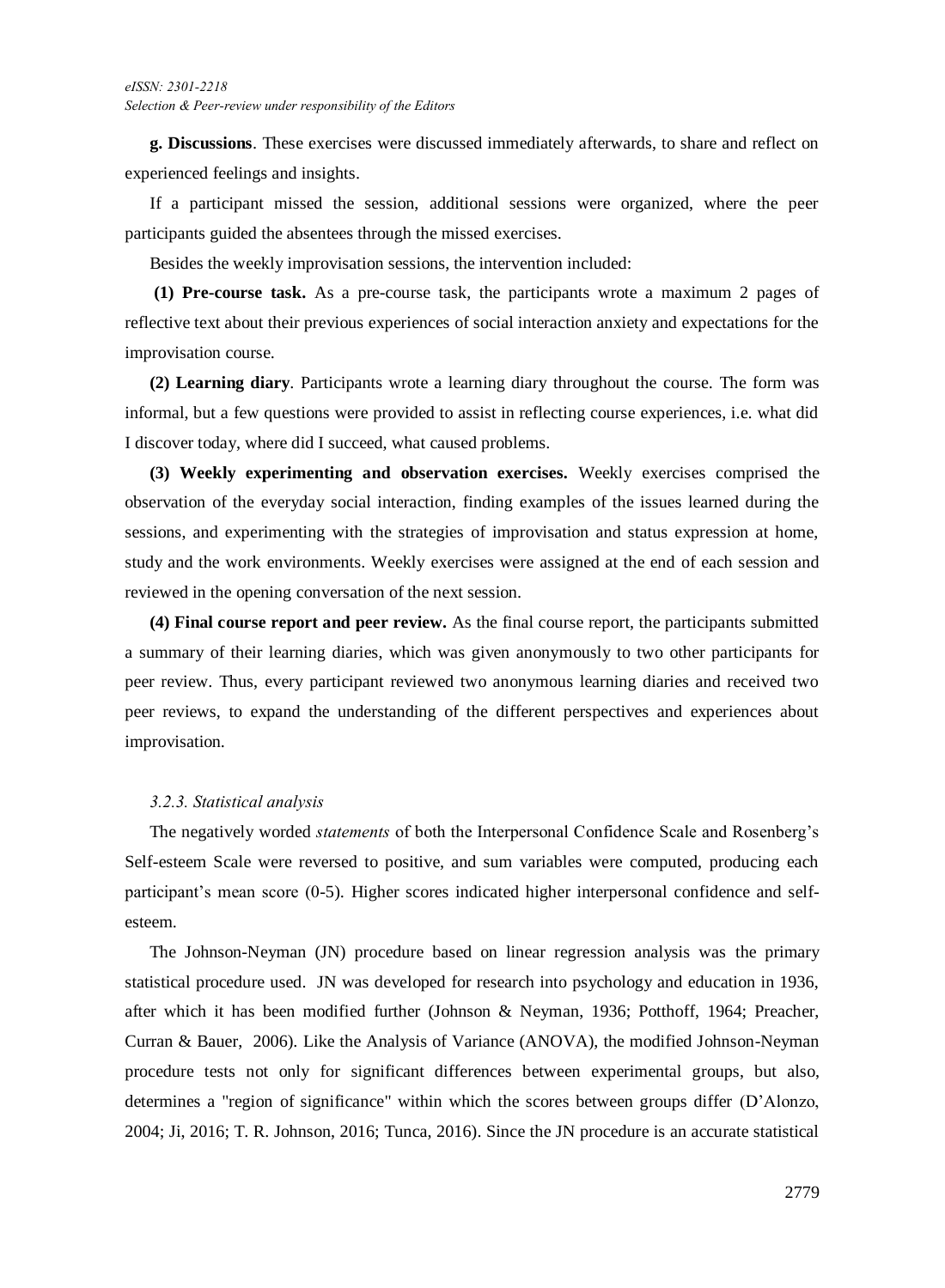**g. Discussions**. These exercises were discussed immediately afterwards, to share and reflect on experienced feelings and insights.

If a participant missed the session, additional sessions were organized, where the peer participants guided the absentees through the missed exercises.

Besides the weekly improvisation sessions, the intervention included:

**(1) Pre-course task.** As a pre-course task, the participants wrote a maximum 2 pages of reflective text about their previous experiences of social interaction anxiety and expectations for the improvisation course.

**(2) Learning diary**. Participants wrote a learning diary throughout the course. The form was informal, but a few questions were provided to assist in reflecting course experiences, i.e. what did I discover today, where did I succeed, what caused problems.

**(3) Weekly experimenting and observation exercises.** Weekly exercises comprised the observation of the everyday social interaction, finding examples of the issues learned during the sessions, and experimenting with the strategies of improvisation and status expression at home, study and the work environments. Weekly exercises were assigned at the end of each session and reviewed in the opening conversation of the next session.

**(4) Final course report and peer review.** As the final course report, the participants submitted a summary of their learning diaries, which was given anonymously to two other participants for peer review. Thus, every participant reviewed two anonymous learning diaries and received two peer reviews, to expand the understanding of the different perspectives and experiences about improvisation.

#### *3.2.3. Statistical analysis*

The negatively worded *statements* of both the Interpersonal Confidence Scale and Rosenberg's Self-esteem Scale were reversed to positive, and sum variables were computed, producing each participant's mean score (0-5). Higher scores indicated higher interpersonal confidence and self-esteem.

The Johnson-Neyman (JN) procedure based on linear regression analysis was the primary statistical procedure used. JN was developed for research into psychology and education in 1936, after which it has been modified further (Johnson & Neyman, 1936; Potthoff, 1964; Preacher, Curran & Bauer, 2006). Like the Analysis of Variance (ANOVA), the modified Johnson-Neyman procedure tests not only for significant differences between experimental groups, but also, determines a "region of significance" within which the scores between groups differ (D'Alonzo, 2004; Ji, 2016; T. R. Johnson, 2016; Tunca, 2016). Since the JN procedure is an accurate statistical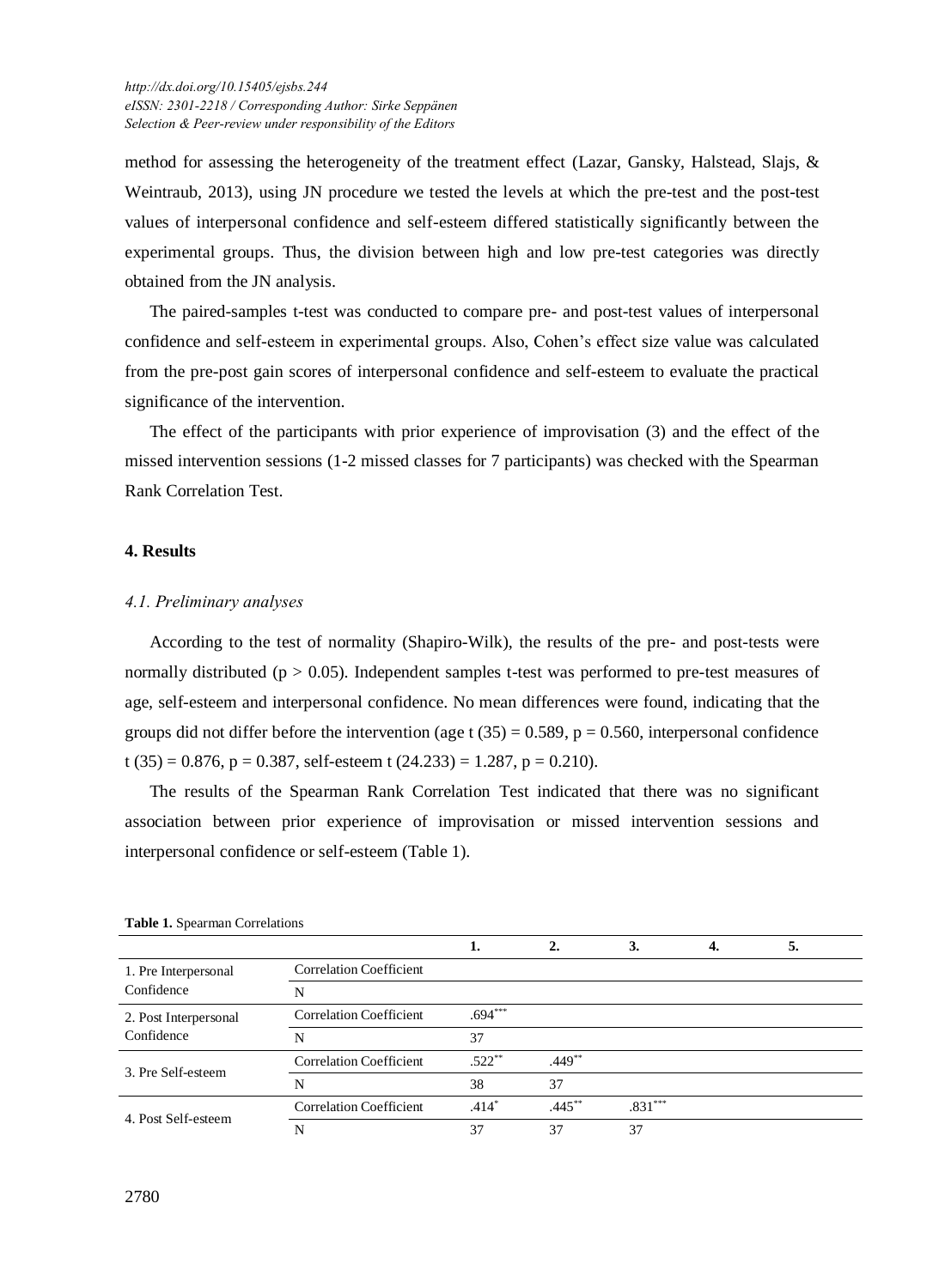method for assessing the heterogeneity of the treatment effect (Lazar, Gansky, Halstead, Slajs, & Weintraub, 2013), using JN procedure we tested the levels at which the pre-test and the post-test values of interpersonal confidence and self-esteem differed statistically significantly between the experimental groups. Thus, the division between high and low pre-test categories was directly obtained from the JN analysis.

The paired-samples t-test was conducted to compare pre- and post-test values of interpersonal confidence and self-esteem in experimental groups. Also, Cohen's effect size value was calculated from the pre-post gain scores of interpersonal confidence and self-esteem to evaluate the practical significance of the intervention.

The effect of the participants with prior experience of improvisation (3) and the effect of the missed intervention sessions (1-2 missed classes for 7 participants) was checked with the Spearman Rank Correlation Test.

## 4. Results

### *4.1. Preliminary analyses*

According to the test of normality (Shapiro-Wilk), the results of the pre- and post-tests were normally distributed ($p > 0.05$). Independent samples t-test was performed to pre-test measures of age, self-esteem and interpersonal confidence. No mean differences were found, indicating that the groups did not differ before the intervention (age $t(35) = 0.589$, $p = 0.560$, interpersonal confidence $t(35) = 0.876$, $p = 0.387$, self-esteem $t(24.233) = 1.287$, $p = 0.210$).

The results of the Spearman Rank Correlation Test indicated that there was no significant association between prior experience of improvisation or missed intervention sessions and interpersonal confidence or self-esteem (Table 1).

**Table 1.** Spearman Correlations

| | | 1. | 2. | 3. | 4. | 5. |
|---|---|---|---|---|---|---|
| 1. Pre Interpersonal Confidence | Correlation Coefficient | | | | | |
| | N | | | | | |
| 2. Post Interpersonal Confidence | Correlation Coefficient | .694*** | | | | |
| | N | 37 | | | | |
| 3. Pre Self-esteem | Correlation Coefficient | .522** | .449** | | | |
| | N | 38 | 37 | | | |
| 4. Post Self-esteem | Correlation Coefficient | .414* | .445** | .831*** | | |
| | N | 37 | 37 | 37 | | |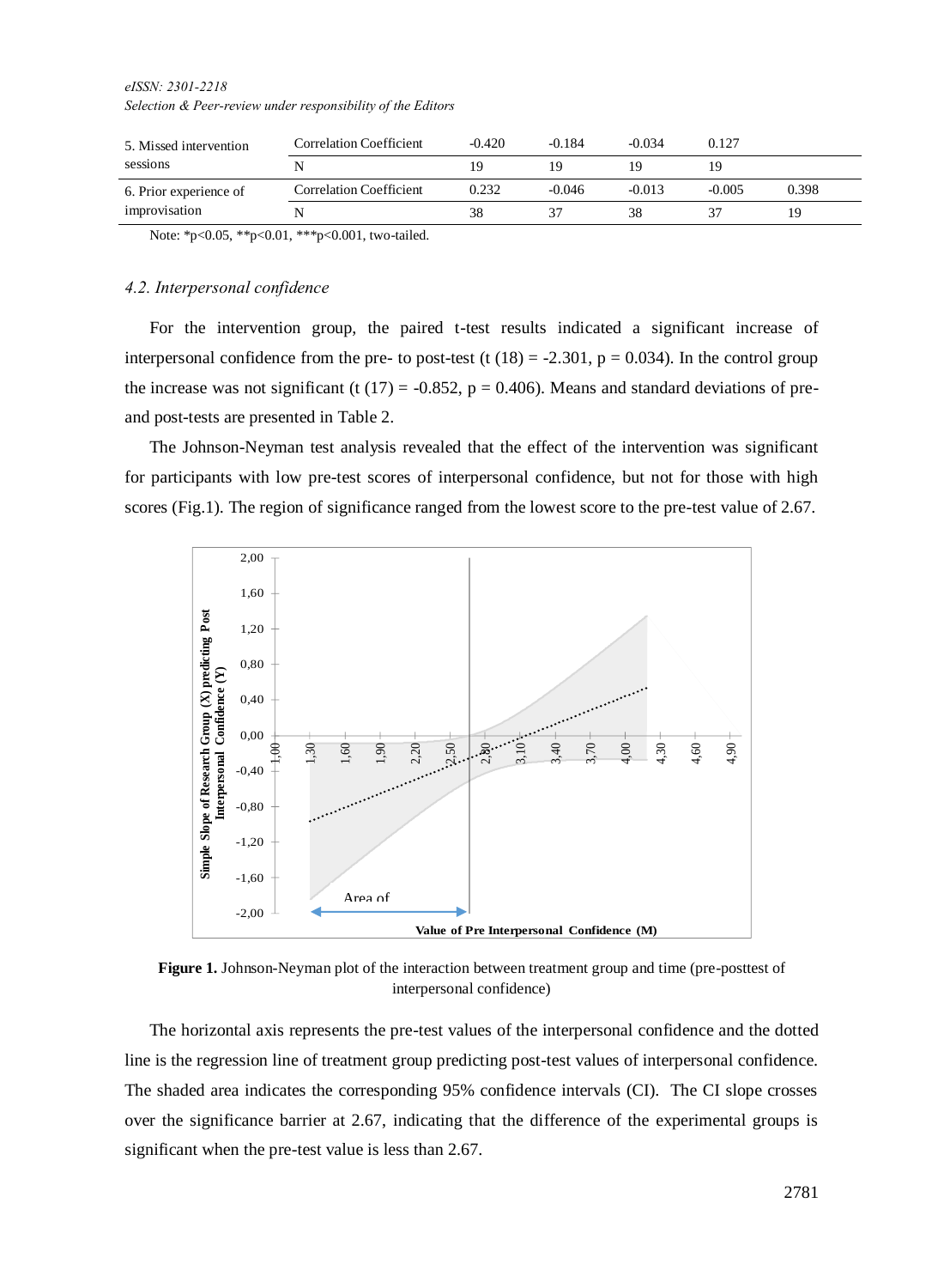| 5. Missed intervention sessions | Correlation Coefficient | -0.420 | -0.184 | -0.034 | 0.127 | |
|---|---|---|---|---|---|---|
| | N | 19 | 19 | 19 | 19 | |
| 6. Prior experience of improvisation | Correlation Coefficient | 0.232 | -0.046 | -0.013 | -0.005 | 0.398 |
| | N | 38 | 37 | 38 | 37 | 19 |

Note: *p<0.05, **p<0.01, ***p<0.001, two-tailed.

### *4.2. Interpersonal confidence*

For the intervention group, the paired t-test results indicated a significant increase of interpersonal confidence from the pre- to post-test ($t(18) = -2.301$, $p = 0.034$). In the control group the increase was not significant ($t(17) = -0.852$, $p = 0.406$). Means and standard deviations of pre- and post-tests are presented in Table 2.

The Johnson-Neyman test analysis revealed that the effect of the intervention was significant for participants with low pre-test scores of interpersonal confidence, but not for those with high scores (Fig.1). The region of significance ranged from the lowest score to the pre-test value of 2.67.

**Figure 1.** Johnson-Neyman plot of the interaction between treatment group and time (pre-posttest of interpersonal confidence)

The horizontal axis represents the pre-test values of the interpersonal confidence and the dotted line is the regression line of treatment group predicting post-test values of interpersonal confidence. The shaded area indicates the corresponding 95% confidence intervals (CI). The CI slope crosses over the significance barrier at 2.67, indicating that the difference of the experimental groups is significant when the pre-test value is less than 2.67.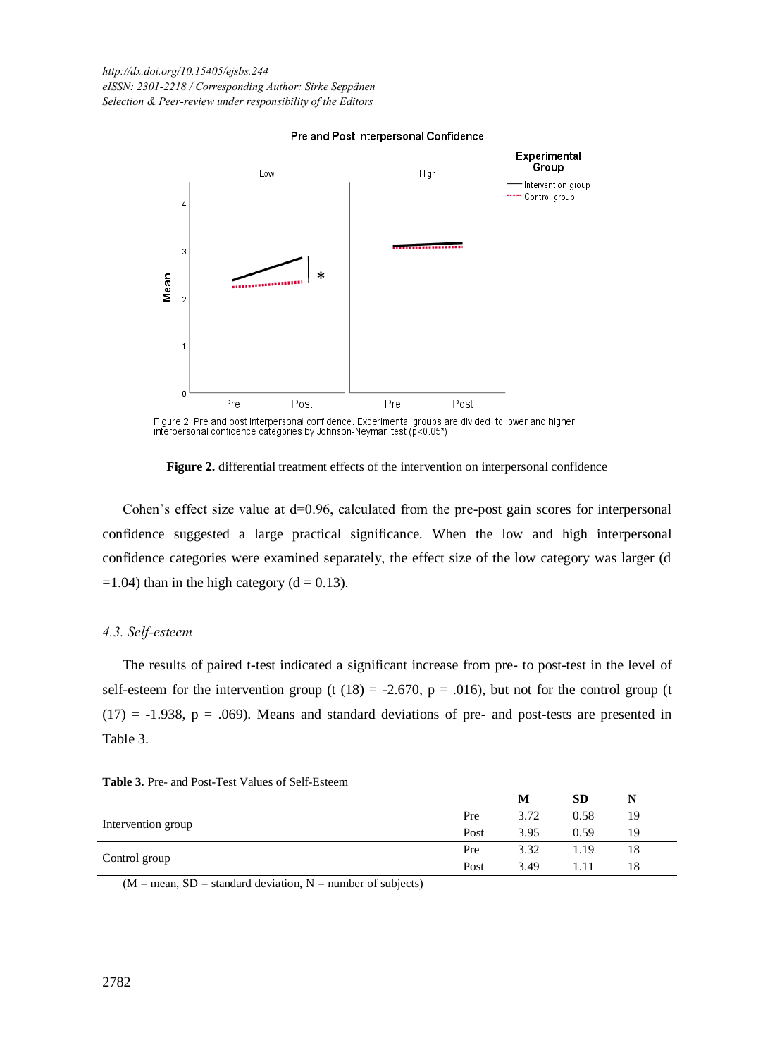Figure 2. Pre and post interpersonal confidence. Experimental groups are divided to lower and higher interpersonal confidence categories by Johnson-Neyman test (p<0.05*).

**Figure 2.** differential treatment effects of the intervention on interpersonal confidence

Cohen's effect size value at d=0.96, calculated from the pre-post gain scores for interpersonal confidence suggested a large practical significance. When the low and high interpersonal confidence categories were examined separately, the effect size of the low category was larger (d =1.04) than in the high category (d = 0.13).

### *4.3. Self-esteem*

The results of paired t-test indicated a significant increase from pre- to post-test in the level of self-esteem for the intervention group (t (18) = -2.670, p = .016), but not for the control group (t (17) = -1.938, p = .069). Means and standard deviations of pre- and post-tests are presented in Table 3.

**Table 3.** Pre- and Post-Test Values of Self-Esteem

| | | M | SD | N |
|---|---|---|---|---|
| Intervention group | Pre | 3.72 | 0.58 | 19 |
| | Post | 3.95 | 0.59 | 19 |
| Control group | Pre | 3.32 | 1.19 | 18 |
| | Post | 3.49 | 1.11 | 18 |

(M = mean, SD = standard deviation, N = number of subjects)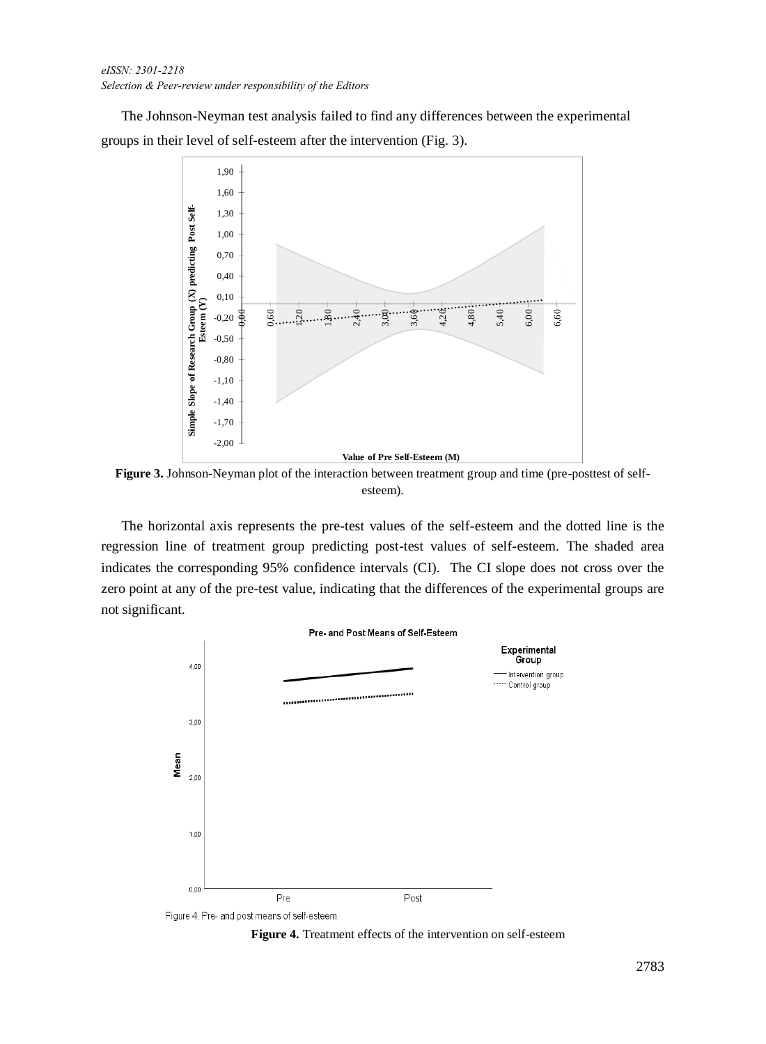The Johnson-Neyman test analysis failed to find any differences between the experimental groups in their level of self-esteem after the intervention (Fig. 3).

**Figure 3.** Johnson-Neyman plot of the interaction between treatment group and time (pre-posttest of self-esteem).

The horizontal axis represents the pre-test values of the self-esteem and the dotted line is the regression line of treatment group predicting post-test values of self-esteem. The shaded area indicates the corresponding 95% confidence intervals (CI). The CI slope does not cross over the zero point at any of the pre-test value, indicating that the differences of the experimental groups are not significant.

Figure 4. Pre- and post means of self-esteem.

**Figure 4.** Treatment effects of the intervention on self-esteem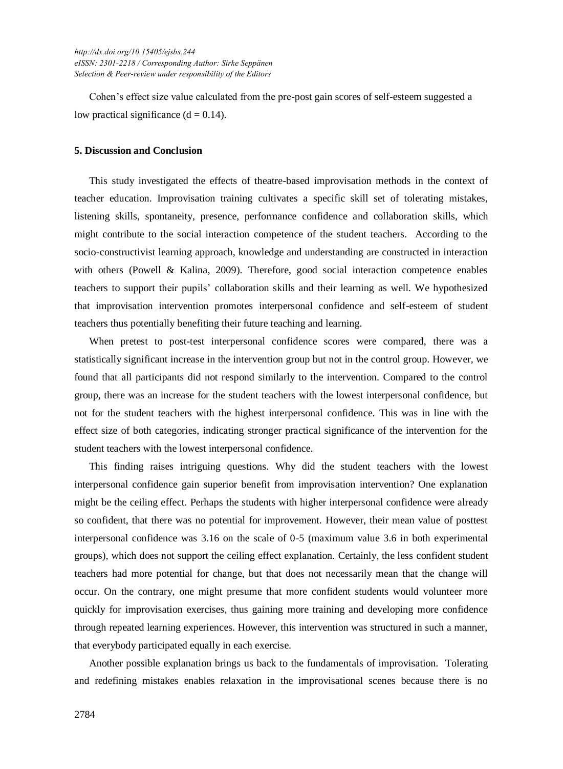Cohen's effect size value calculated from the pre-post gain scores of self-esteem suggested a low practical significance ($d = 0.14$).

## 5. Discussion and Conclusion

This study investigated the effects of theatre-based improvisation methods in the context of teacher education. Improvisation training cultivates a specific skill set of tolerating mistakes, listening skills, spontaneity, presence, performance confidence and collaboration skills, which might contribute to the social interaction competence of the student teachers. According to the socio-constructivist learning approach, knowledge and understanding are constructed in interaction with others (Powell & Kalina, 2009). Therefore, good social interaction competence enables teachers to support their pupils' collaboration skills and their learning as well. We hypothesized that improvisation intervention promotes interpersonal confidence and self-esteem of student teachers thus potentially benefiting their future teaching and learning.

When pretest to post-test interpersonal confidence scores were compared, there was a statistically significant increase in the intervention group but not in the control group. However, we found that all participants did not respond similarly to the intervention. Compared to the control group, there was an increase for the student teachers with the lowest interpersonal confidence, but not for the student teachers with the highest interpersonal confidence. This was in line with the effect size of both categories, indicating stronger practical significance of the intervention for the student teachers with the lowest interpersonal confidence.

This finding raises intriguing questions. Why did the student teachers with the lowest interpersonal confidence gain superior benefit from improvisation intervention? One explanation might be the ceiling effect. Perhaps the students with higher interpersonal confidence were already so confident, that there was no potential for improvement. However, their mean value of posttest interpersonal confidence was 3.16 on the scale of 0-5 (maximum value 3.6 in both experimental groups), which does not support the ceiling effect explanation. Certainly, the less confident student teachers had more potential for change, but that does not necessarily mean that the change will occur. On the contrary, one might presume that more confident students would volunteer more quickly for improvisation exercises, thus gaining more training and developing more confidence through repeated learning experiences. However, this intervention was structured in such a manner, that everybody participated equally in each exercise.

Another possible explanation brings us back to the fundamentals of improvisation. Tolerating and redefining mistakes enables relaxation in the improvisational scenes because there is no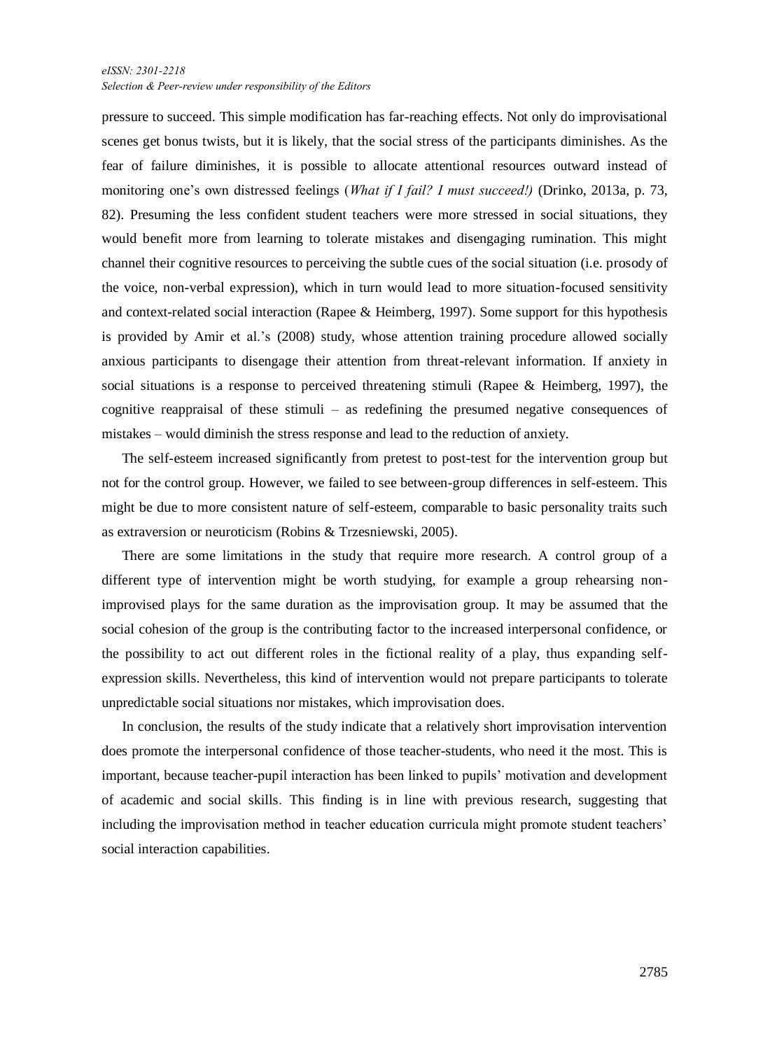pressure to succeed. This simple modification has far-reaching effects. Not only do improvisational scenes get bonus twists, but it is likely, that the social stress of the participants diminishes. As the fear of failure diminishes, it is possible to allocate attentional resources outward instead of monitoring one's own distressed feelings (*What if I fail? I must succeed!)* (Drinko, 2013a, p. 73, 82). Presuming the less confident student teachers were more stressed in social situations, they would benefit more from learning to tolerate mistakes and disengaging rumination. This might channel their cognitive resources to perceiving the subtle cues of the social situation (i.e. prosody of the voice, non-verbal expression), which in turn would lead to more situation-focused sensitivity and context-related social interaction (Rapee & Heimberg, 1997). Some support for this hypothesis is provided by Amir et al.'s (2008) study, whose attention training procedure allowed socially anxious participants to disengage their attention from threat-relevant information. If anxiety in social situations is a response to perceived threatening stimuli (Rapee & Heimberg, 1997), the cognitive reappraisal of these stimuli – as redefining the presumed negative consequences of mistakes – would diminish the stress response and lead to the reduction of anxiety.

The self-esteem increased significantly from pretest to post-test for the intervention group but not for the control group. However, we failed to see between-group differences in self-esteem. This might be due to more consistent nature of self-esteem, comparable to basic personality traits such as extraversion or neuroticism (Robins & Trzesniewski, 2005).

There are some limitations in the study that require more research. A control group of a different type of intervention might be worth studying, for example a group rehearsing non-improvised plays for the same duration as the improvisation group. It may be assumed that the social cohesion of the group is the contributing factor to the increased interpersonal confidence, or the possibility to act out different roles in the fictional reality of a play, thus expanding self-expression skills. Nevertheless, this kind of intervention would not prepare participants to tolerate unpredictable social situations nor mistakes, which improvisation does.

In conclusion, the results of the study indicate that a relatively short improvisation intervention does promote the interpersonal confidence of those teacher-students, who need it the most. This is important, because teacher-pupil interaction has been linked to pupils' motivation and development of academic and social skills. This finding is in line with previous research, suggesting that including the improvisation method in teacher education curricula might promote student teachers' social interaction capabilities.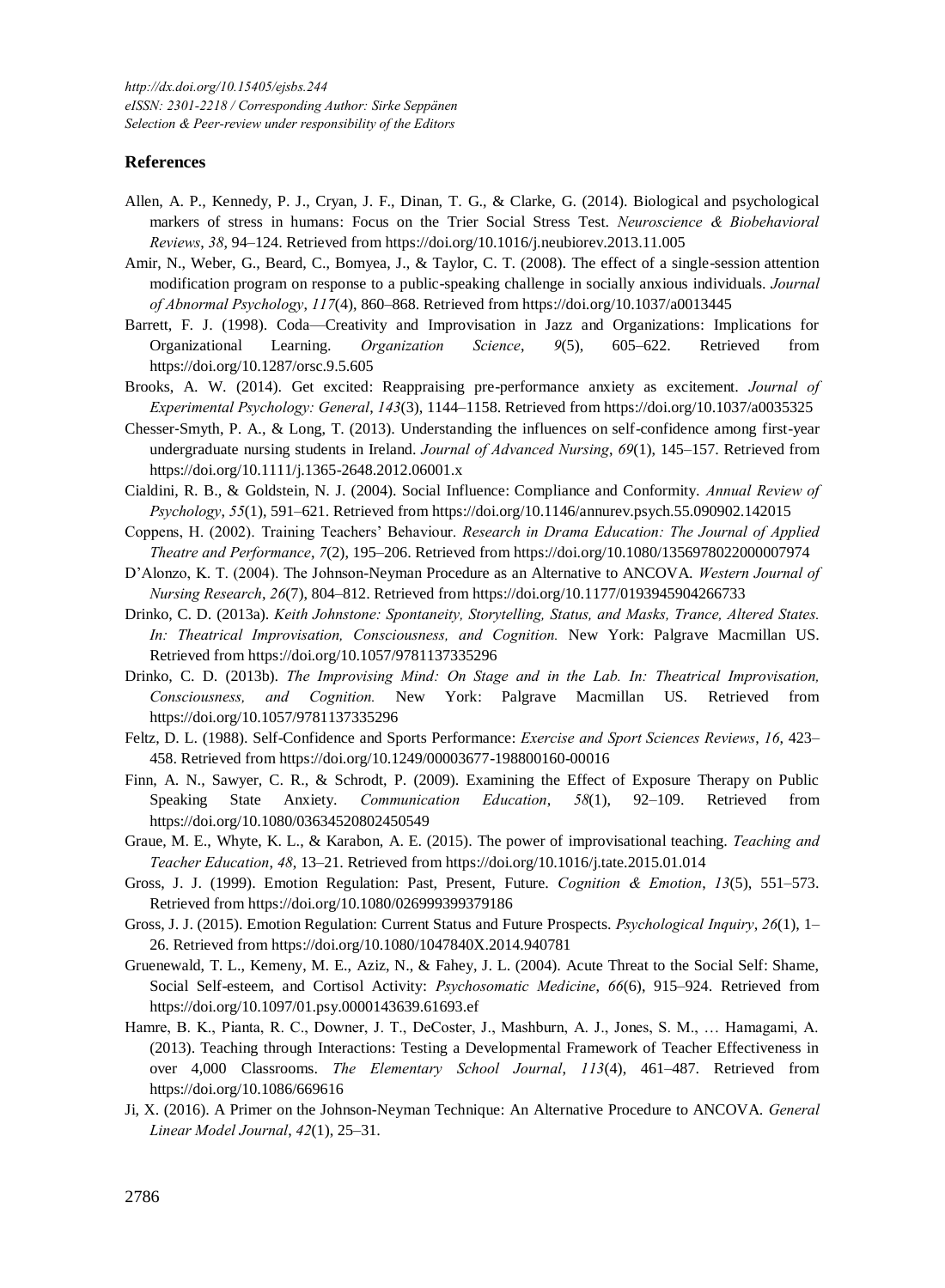## References

Allen, A. P., Kennedy, P. J., Cryan, J. F., Dinan, T. G., & Clarke, G. (2014). Biological and psychological markers of stress in humans: Focus on the Trier Social Stress Test. *Neuroscience & Biobehavioral Reviews*, *38*, 94–124. Retrieved from https://doi.org/10.1016/j.neubiorev.2013.11.005

Amir, N., Weber, G., Beard, C., Bomyea, J., & Taylor, C. T. (2008). The effect of a single-session attention modification program on response to a public-speaking challenge in socially anxious individuals. *Journal of Abnormal Psychology*, *117*(4), 860–868. Retrieved from https://doi.org/10.1037/a0013445

Barrett, F. J. (1998). Coda—Creativity and Improvisation in Jazz and Organizations: Implications for Organizational Learning. *Organization Science*, *9*(5), 605–622. Retrieved from https://doi.org/10.1287/orsc.9.5.605

Brooks, A. W. (2014). Get excited: Reappraising pre-performance anxiety as excitement. *Journal of Experimental Psychology: General*, *143*(3), 1144–1158. Retrieved from https://doi.org/10.1037/a0035325

Chesser-Smyth, P. A., & Long, T. (2013). Understanding the influences on self-confidence among first-year undergraduate nursing students in Ireland. *Journal of Advanced Nursing*, *69*(1), 145–157. Retrieved from https://doi.org/10.1111/j.1365-2648.2012.06001.x

Cialdini, R. B., & Goldstein, N. J. (2004). Social Influence: Compliance and Conformity. *Annual Review of Psychology*, *55*(1), 591–621. Retrieved from https://doi.org/10.1146/annurev.psych.55.090902.142015

Coppens, H. (2002). Training Teachers' Behaviour. *Research in Drama Education: The Journal of Applied Theatre and Performance*, *7*(2), 195–206. Retrieved from https://doi.org/10.1080/1356978022000007974

D'Alonzo, K. T. (2004). The Johnson-Neyman Procedure as an Alternative to ANCOVA. *Western Journal of Nursing Research*, *26*(7), 804–812. Retrieved from https://doi.org/10.1177/0193945904266733

Drinko, C. D. (2013a). *Keith Johnstone: Spontaneity, Storytelling, Status, and Masks, Trance, Altered States. In: Theatrical Improvisation, Consciousness, and Cognition.* New York: Palgrave Macmillan US. Retrieved from https://doi.org/10.1057/9781137335296

Drinko, C. D. (2013b). *The Improvising Mind: On Stage and in the Lab. In: Theatrical Improvisation, Consciousness, and Cognition.* New York: Palgrave Macmillan US. Retrieved from https://doi.org/10.1057/9781137335296

Feltz, D. L. (1988). Self-Confidence and Sports Performance: *Exercise and Sport Sciences Reviews*, *16*, 423–458. Retrieved from https://doi.org/10.1249/00003677-198800160-00016

Finn, A. N., Sawyer, C. R., & Schrodt, P. (2009). Examining the Effect of Exposure Therapy on Public Speaking State Anxiety. *Communication Education*, *58*(1), 92–109. Retrieved from https://doi.org/10.1080/03634520802450549

Graue, M. E., Whyte, K. L., & Karabon, A. E. (2015). The power of improvisational teaching. *Teaching and Teacher Education*, *48*, 13–21. Retrieved from https://doi.org/10.1016/j.tate.2015.01.014

Gross, J. J. (1999). Emotion Regulation: Past, Present, Future. *Cognition & Emotion*, *13*(5), 551–573. Retrieved from https://doi.org/10.1080/026999399379186

Gross, J. J. (2015). Emotion Regulation: Current Status and Future Prospects. *Psychological Inquiry*, *26*(1), 1–26. Retrieved from https://doi.org/10.1080/1047840X.2014.940781

Gruenewald, T. L., Kemeny, M. E., Aziz, N., & Fahey, J. L. (2004). Acute Threat to the Social Self: Shame, Social Self-esteem, and Cortisol Activity: *Psychosomatic Medicine*, *66*(6), 915–924. Retrieved from https://doi.org/10.1097/01.psy.0000143639.61693.ef

Hamre, B. K., Pianta, R. C., Downer, J. T., DeCoster, J., Mashburn, A. J., Jones, S. M., … Hamagami, A. (2013). Teaching through Interactions: Testing a Developmental Framework of Teacher Effectiveness in over 4,000 Classrooms. *The Elementary School Journal*, *113*(4), 461–487. Retrieved from https://doi.org/10.1086/669616

Ji, X. (2016). A Primer on the Johnson-Neyman Technique: An Alternative Procedure to ANCOVA. *General Linear Model Journal*, *42*(1), 25–31.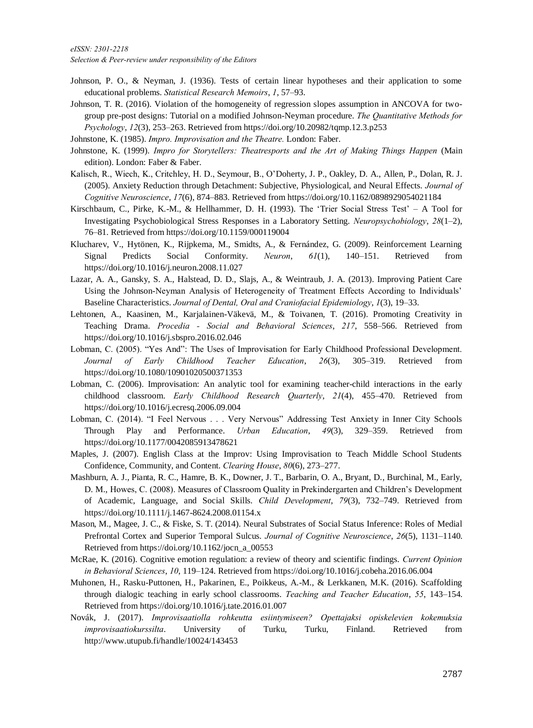Johnson, P. O., & Neyman, J. (1936). Tests of certain linear hypotheses and their application to some educational problems. *Statistical Research Memoirs*, *1*, 57–93.

Johnson, T. R. (2016). Violation of the homogeneity of regression slopes assumption in ANCOVA for two-group pre-post designs: Tutorial on a modified Johnson-Neyman procedure. *The Quantitative Methods for Psychology*, *12*(3), 253–263. Retrieved from https://doi.org/10.20982/tqmp.12.3.p253

Johnstone, K. (1985). *Impro. Improvisation and the Theatre.* London: Faber.

Johnstone, K. (1999). *Impro for Storytellers: Theatresports and the Art of Making Things Happen* (Main edition). London: Faber & Faber.

Kalisch, R., Wiech, K., Critchley, H. D., Seymour, B., O'Doherty, J. P., Oakley, D. A., Allen, P., Dolan, R. J. (2005). Anxiety Reduction through Detachment: Subjective, Physiological, and Neural Effects. *Journal of Cognitive Neuroscience*, *17*(6), 874–883. Retrieved from https://doi.org/10.1162/0898929054021184

Kirschbaum, C., Pirke, K.-M., & Hellhammer, D. H. (1993). The 'Trier Social Stress Test' – A Tool for Investigating Psychobiological Stress Responses in a Laboratory Setting. *Neuropsychobiology*, *28*(1–2), 76–81. Retrieved from https://doi.org/10.1159/000119004

Klucharev, V., Hytönen, K., Rijpkema, M., Smidts, A., & Fernández, G. (2009). Reinforcement Learning Signal Predicts Social Conformity. *Neuron*, *61*(1), 140–151. Retrieved from https://doi.org/10.1016/j.neuron.2008.11.027

Lazar, A. A., Gansky, S. A., Halstead, D. D., Slajs, A., & Weintraub, J. A. (2013). Improving Patient Care Using the Johnson-Neyman Analysis of Heterogeneity of Treatment Effects According to Individuals' Baseline Characteristics. *Journal of Dental, Oral and Craniofacial Epidemiology*, *1*(3), 19–33.

Lehtonen, A., Kaasinen, M., Karjalainen-Väkevä, M., & Toivanen, T. (2016). Promoting Creativity in Teaching Drama. *Procedia - Social and Behavioral Sciences*, *217*, 558–566. Retrieved from https://doi.org/10.1016/j.sbspro.2016.02.046

Lobman, C. (2005). "Yes And": The Uses of Improvisation for Early Childhood Professional Development. *Journal of Early Childhood Teacher Education*, *26*(3), 305–319. Retrieved from https://doi.org/10.1080/10901020500371353

Lobman, C. (2006). Improvisation: An analytic tool for examining teacher-child interactions in the early childhood classroom. *Early Childhood Research Quarterly*, *21*(4), 455–470. Retrieved from https://doi.org/10.1016/j.ecresq.2006.09.004

Lobman, C. (2014). "I Feel Nervous . . . Very Nervous" Addressing Test Anxiety in Inner City Schools Through Play and Performance. *Urban Education*, *49*(3), 329–359. Retrieved from https://doi.org/10.1177/0042085913478621

Maples, J. (2007). English Class at the Improv: Using Improvisation to Teach Middle School Students Confidence, Community, and Content. *Clearing House*, *80*(6), 273–277.

Mashburn, A. J., Pianta, R. C., Hamre, B. K., Downer, J. T., Barbarin, O. A., Bryant, D., Burchinal, M., Early, D. M., Howes, C. (2008). Measures of Classroom Quality in Prekindergarten and Children's Development of Academic, Language, and Social Skills. *Child Development*, *79*(3), 732–749. Retrieved from https://doi.org/10.1111/j.1467-8624.2008.01154.x

Mason, M., Magee, J. C., & Fiske, S. T. (2014). Neural Substrates of Social Status Inference: Roles of Medial Prefrontal Cortex and Superior Temporal Sulcus. *Journal of Cognitive Neuroscience*, *26*(5), 1131–1140. Retrieved from https://doi.org/10.1162/jocn_a_00553

McRae, K. (2016). Cognitive emotion regulation: a review of theory and scientific findings. *Current Opinion in Behavioral Sciences*, *10*, 119–124. Retrieved from https://doi.org/10.1016/j.cobeha.2016.06.004

Muhonen, H., Rasku-Puttonen, H., Pakarinen, E., Poikkeus, A.-M., & Lerkkanen, M.K. (2016). Scaffolding through dialogic teaching in early school classrooms. *Teaching and Teacher Education*, *55*, 143–154. Retrieved from https://doi.org/10.1016/j.tate.2016.01.007

Novák, J. (2017). *Improvisaatiolla rohkeutta esiintymiseen? Opettajaksi opiskelevien kokemuksia improvisaatiokurssilta*. University of Turku, Turku, Finland. Retrieved from http://www.utupub.fi/handle/10024/143453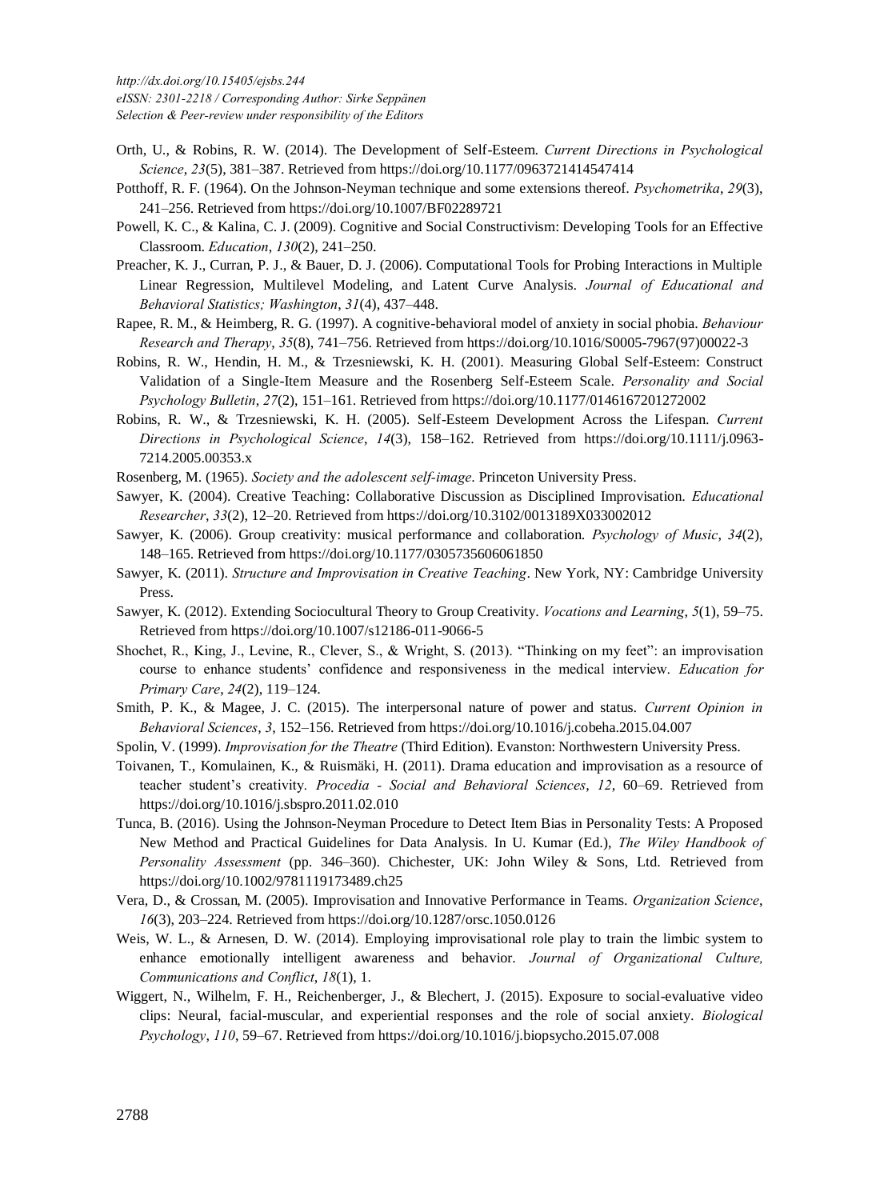Orth, U., & Robins, R. W. (2014). The Development of Self-Esteem. *Current Directions in Psychological Science*, *23*(5), 381–387. Retrieved from https://doi.org/10.1177/0963721414547414

Potthoff, R. F. (1964). On the Johnson-Neyman technique and some extensions thereof. *Psychometrika*, *29*(3), 241–256. Retrieved from https://doi.org/10.1007/BF02289721

Powell, K. C., & Kalina, C. J. (2009). Cognitive and Social Constructivism: Developing Tools for an Effective Classroom. *Education*, *130*(2), 241–250.

Preacher, K. J., Curran, P. J., & Bauer, D. J. (2006). Computational Tools for Probing Interactions in Multiple Linear Regression, Multilevel Modeling, and Latent Curve Analysis. *Journal of Educational and Behavioral Statistics; Washington*, *31*(4), 437–448.

Rapee, R. M., & Heimberg, R. G. (1997). A cognitive-behavioral model of anxiety in social phobia. *Behaviour Research and Therapy*, *35*(8), 741–756. Retrieved from https://doi.org/10.1016/S0005-7967(97)00022-3

Robins, R. W., Hendin, H. M., & Trzesniewski, K. H. (2001). Measuring Global Self-Esteem: Construct Validation of a Single-Item Measure and the Rosenberg Self-Esteem Scale. *Personality and Social Psychology Bulletin*, *27*(2), 151–161. Retrieved from https://doi.org/10.1177/0146167201272002

Robins, R. W., & Trzesniewski, K. H. (2005). Self-Esteem Development Across the Lifespan. *Current Directions in Psychological Science*, *14*(3), 158–162. Retrieved from https://doi.org/10.1111/j.0963-7214.2005.00353.x

Rosenberg, M. (1965). *Society and the adolescent self-image*. Princeton University Press.

Sawyer, K. (2004). Creative Teaching: Collaborative Discussion as Disciplined Improvisation. *Educational Researcher*, *33*(2), 12–20. Retrieved from https://doi.org/10.3102/0013189X033002012

Sawyer, K. (2006). Group creativity: musical performance and collaboration. *Psychology of Music*, *34*(2), 148–165. Retrieved from https://doi.org/10.1177/0305735606061850

Sawyer, K. (2011). *Structure and Improvisation in Creative Teaching*. New York, NY: Cambridge University Press.

Sawyer, K. (2012). Extending Sociocultural Theory to Group Creativity. *Vocations and Learning*, *5*(1), 59–75. Retrieved from https://doi.org/10.1007/s12186-011-9066-5

Shochet, R., King, J., Levine, R., Clever, S., & Wright, S. (2013). "Thinking on my feet": an improvisation course to enhance students' confidence and responsiveness in the medical interview. *Education for Primary Care*, *24*(2), 119–124.

Smith, P. K., & Magee, J. C. (2015). The interpersonal nature of power and status. *Current Opinion in Behavioral Sciences*, *3*, 152–156. Retrieved from https://doi.org/10.1016/j.cobeha.2015.04.007

Spolin, V. (1999). *Improvisation for the Theatre* (Third Edition). Evanston: Northwestern University Press.

Toivanen, T., Komulainen, K., & Ruismäki, H. (2011). Drama education and improvisation as a resource of teacher student's creativity. *Procedia - Social and Behavioral Sciences*, *12*, 60–69. Retrieved from https://doi.org/10.1016/j.sbspro.2011.02.010

Tunca, B. (2016). Using the Johnson-Neyman Procedure to Detect Item Bias in Personality Tests: A Proposed New Method and Practical Guidelines for Data Analysis. In U. Kumar (Ed.), *The Wiley Handbook of Personality Assessment* (pp. 346–360). Chichester, UK: John Wiley & Sons, Ltd. Retrieved from https://doi.org/10.1002/9781119173489.ch25

Vera, D., & Crossan, M. (2005). Improvisation and Innovative Performance in Teams. *Organization Science*, *16*(3), 203–224. Retrieved from https://doi.org/10.1287/orsc.1050.0126

Weis, W. L., & Arnesen, D. W. (2014). Employing improvisational role play to train the limbic system to enhance emotionally intelligent awareness and behavior. *Journal of Organizational Culture, Communications and Conflict*, *18*(1), 1.

Wiggert, N., Wilhelm, F. H., Reichenberger, J., & Blechert, J. (2015). Exposure to social-evaluative video clips: Neural, facial-muscular, and experiential responses and the role of social anxiety. *Biological Psychology*, *110*, 59–67. Retrieved from https://doi.org/10.1016/j.biopsycho.2015.07.008